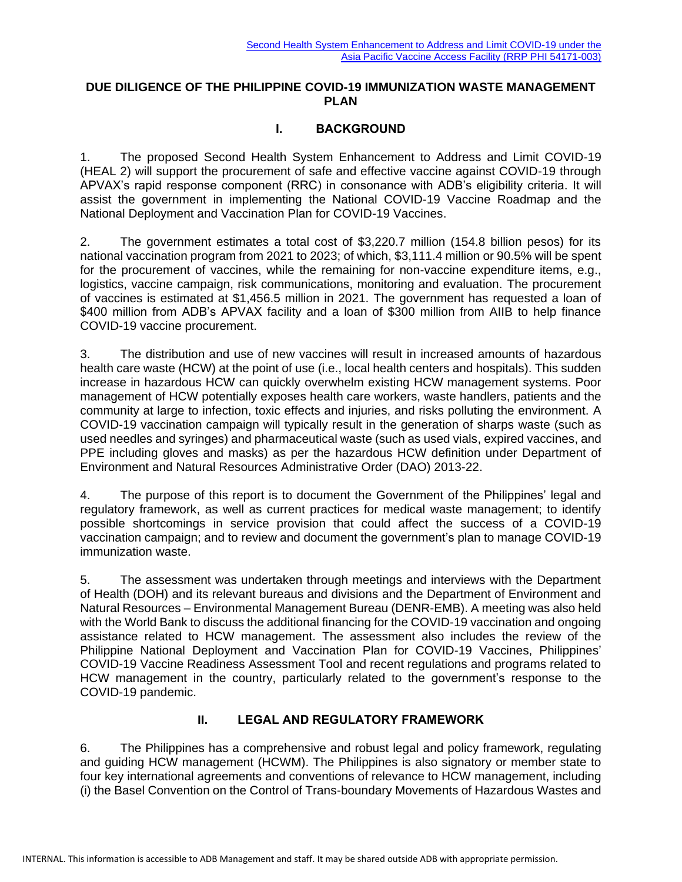# DUE DILIGENCE OF THE PHILIPPINE COVID-19 IMMUNIZATION WASTE MANAGEMENT PLAN

## I. BACKGROUND

1. The proposed Second Health System Enhancement to Address and Limit COVID-19 (HEAL 2) will support the procurement of safe and effective vaccine against COVID-19 through APVAX's rapid response component (RRC) in consonance with ADB's eligibility criteria. It will assist the government in implementing the National COVID-19 Vaccine Roadmap and the National Deployment and Vaccination Plan for COVID-19 Vaccines.

2. The government estimates a total cost of $3,220.7 million (154.8 billion pesos) for its national vaccination program from 2021 to 2023; of which, $3,111.4 million or 90.5% will be spent for the procurement of vaccines, while the remaining for non-vaccine expenditure items, e.g., logistics, vaccine campaign, risk communications, monitoring and evaluation. The procurement of vaccines is estimated at $1,456.5 million in 2021. The government has requested a loan of $400 million from ADB's APVAX facility and a loan of $300 million from AIIB to help finance COVID-19 vaccine procurement.

3. The distribution and use of new vaccines will result in increased amounts of hazardous health care waste (HCW) at the point of use (i.e., local health centers and hospitals). This sudden increase in hazardous HCW can quickly overwhelm existing HCW management systems. Poor management of HCW potentially exposes health care workers, waste handlers, patients and the community at large to infection, toxic effects and injuries, and risks polluting the environment. A COVID-19 vaccination campaign will typically result in the generation of sharps waste (such as used needles and syringes) and pharmaceutical waste (such as used vials, expired vaccines, and PPE including gloves and masks) as per the hazardous HCW definition under Department of Environment and Natural Resources Administrative Order (DAO) 2013-22.

4. The purpose of this report is to document the Government of the Philippines' legal and regulatory framework, as well as current practices for medical waste management; to identify possible shortcomings in service provision that could affect the success of a COVID-19 vaccination campaign; and to review and document the government's plan to manage COVID-19 immunization waste.

5. The assessment was undertaken through meetings and interviews with the Department of Health (DOH) and its relevant bureaus and divisions and the Department of Environment and Natural Resources – Environmental Management Bureau (DENR-EMB). A meeting was also held with the World Bank to discuss the additional financing for the COVID-19 vaccination and ongoing assistance related to HCW management. The assessment also includes the review of the Philippine National Deployment and Vaccination Plan for COVID-19 Vaccines, Philippines' COVID-19 Vaccine Readiness Assessment Tool and recent regulations and programs related to HCW management in the country, particularly related to the government's response to the COVID-19 pandemic.

## II. LEGAL AND REGULATORY FRAMEWORK

6. The Philippines has a comprehensive and robust legal and policy framework, regulating and guiding HCW management (HCWM). The Philippines is also signatory or member state to four key international agreements and conventions of relevance to HCW management, including (i) the Basel Convention on the Control of Trans-boundary Movements of Hazardous Wastes and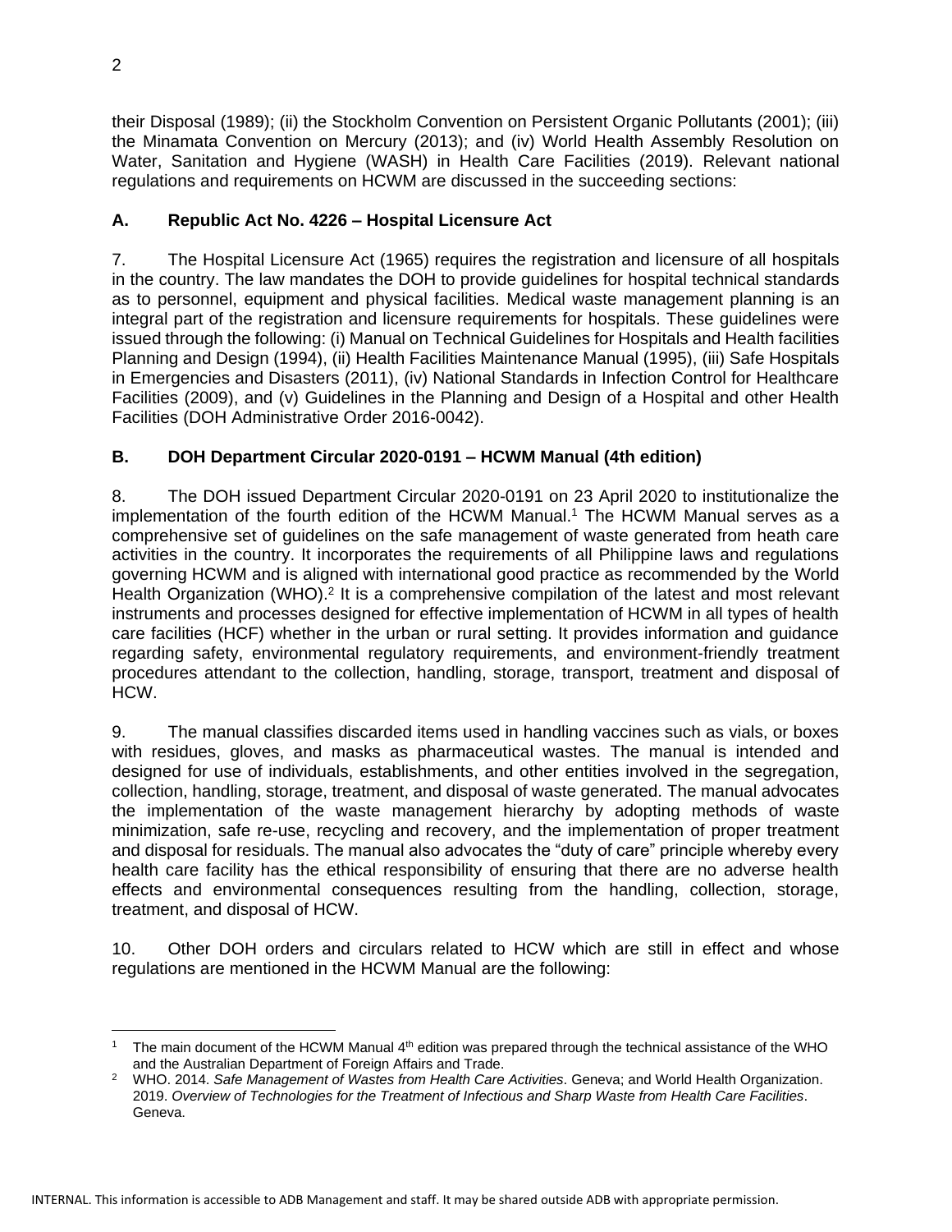their Disposal (1989); (ii) the Stockholm Convention on Persistent Organic Pollutants (2001); (iii) the Minamata Convention on Mercury (2013); and (iv) World Health Assembly Resolution on Water, Sanitation and Hygiene (WASH) in Health Care Facilities (2019). Relevant national regulations and requirements on HCWM are discussed in the succeeding sections:

## A. Republic Act No. 4226 – Hospital Licensure Act

7. The Hospital Licensure Act (1965) requires the registration and licensure of all hospitals in the country. The law mandates the DOH to provide guidelines for hospital technical standards as to personnel, equipment and physical facilities. Medical waste management planning is an integral part of the registration and licensure requirements for hospitals. These guidelines were issued through the following: (i) Manual on Technical Guidelines for Hospitals and Health facilities Planning and Design (1994), (ii) Health Facilities Maintenance Manual (1995), (iii) Safe Hospitals in Emergencies and Disasters (2011), (iv) National Standards in Infection Control for Healthcare Facilities (2009), and (v) Guidelines in the Planning and Design of a Hospital and other Health Facilities (DOH Administrative Order 2016-0042).

## B. DOH Department Circular 2020-0191 – HCWM Manual (4th edition)

8. The DOH issued Department Circular 2020-0191 on 23 April 2020 to institutionalize the implementation of the fourth edition of the HCWM Manual.[1] The HCWM Manual serves as a comprehensive set of guidelines on the safe management of waste generated from heath care activities in the country. It incorporates the requirements of all Philippine laws and regulations governing HCWM and is aligned with international good practice as recommended by the World Health Organization (WHO).[2] It is a comprehensive compilation of the latest and most relevant instruments and processes designed for effective implementation of HCWM in all types of health care facilities (HCF) whether in the urban or rural setting. It provides information and guidance regarding safety, environmental regulatory requirements, and environment-friendly treatment procedures attendant to the collection, handling, storage, transport, treatment and disposal of HCW.

9. The manual classifies discarded items used in handling vaccines such as vials, or boxes with residues, gloves, and masks as pharmaceutical wastes. The manual is intended and designed for use of individuals, establishments, and other entities involved in the segregation, collection, handling, storage, treatment, and disposal of waste generated. The manual advocates the implementation of the waste management hierarchy by adopting methods of waste minimization, safe re-use, recycling and recovery, and the implementation of proper treatment and disposal for residuals. The manual also advocates the "duty of care" principle whereby every health care facility has the ethical responsibility of ensuring that there are no adverse health effects and environmental consequences resulting from the handling, collection, storage, treatment, and disposal of HCW.

10. Other DOH orders and circulars related to HCW which are still in effect and whose regulations are mentioned in the HCWM Manual are the following:

---

[1] The main document of the HCWM Manual 4th edition was prepared through the technical assistance of the WHO and the Australian Department of Foreign Affairs and Trade.

[2] WHO. 2014. *Safe Management of Wastes from Health Care Activities*. Geneva; and World Health Organization. 2019. *Overview of Technologies for the Treatment of Infectious and Sharp Waste from Health Care Facilities*. Geneva.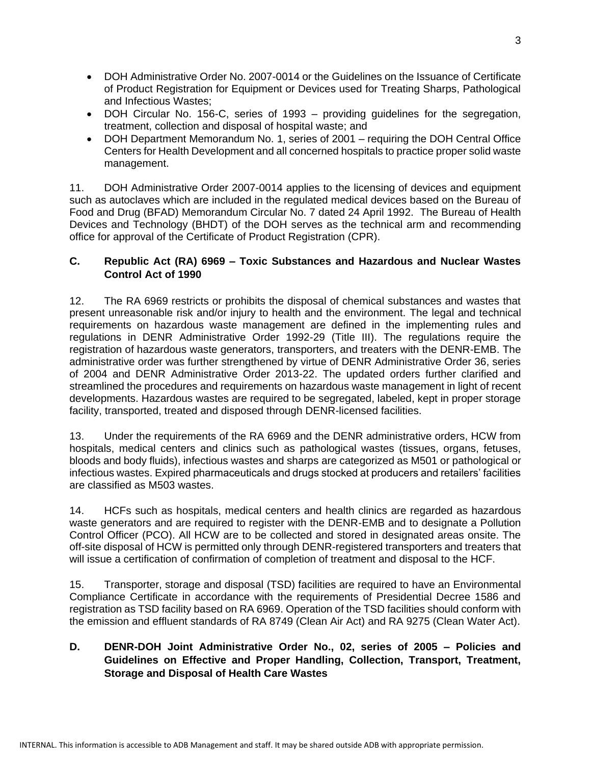- DOH Administrative Order No. 2007-0014 or the Guidelines on the Issuance of Certificate of Product Registration for Equipment or Devices used for Treating Sharps, Pathological and Infectious Wastes;
- DOH Circular No. 156-C, series of 1993 – providing guidelines for the segregation, treatment, collection and disposal of hospital waste; and
- DOH Department Memorandum No. 1, series of 2001 – requiring the DOH Central Office Centers for Health Development and all concerned hospitals to practice proper solid waste management.

11. DOH Administrative Order 2007-0014 applies to the licensing of devices and equipment such as autoclaves which are included in the regulated medical devices based on the Bureau of Food and Drug (BFAD) Memorandum Circular No. 7 dated 24 April 1992. The Bureau of Health Devices and Technology (BHDT) of the DOH serves as the technical arm and recommending office for approval of the Certificate of Product Registration (CPR).

### C. Republic Act (RA) 6969 – Toxic Substances and Hazardous and Nuclear Wastes Control Act of 1990

12. The RA 6969 restricts or prohibits the disposal of chemical substances and wastes that present unreasonable risk and/or injury to health and the environment. The legal and technical requirements on hazardous waste management are defined in the implementing rules and regulations in DENR Administrative Order 1992-29 (Title III). The regulations require the registration of hazardous waste generators, transporters, and treaters with the DENR-EMB. The administrative order was further strengthened by virtue of DENR Administrative Order 36, series of 2004 and DENR Administrative Order 2013-22. The updated orders further clarified and streamlined the procedures and requirements on hazardous waste management in light of recent developments. Hazardous wastes are required to be segregated, labeled, kept in proper storage facility, transported, treated and disposed through DENR-licensed facilities.

13. Under the requirements of the RA 6969 and the DENR administrative orders, HCW from hospitals, medical centers and clinics such as pathological wastes (tissues, organs, fetuses, bloods and body fluids), infectious wastes and sharps are categorized as M501 or pathological or infectious wastes. Expired pharmaceuticals and drugs stocked at producers and retailers' facilities are classified as M503 wastes.

14. HCFs such as hospitals, medical centers and health clinics are regarded as hazardous waste generators and are required to register with the DENR-EMB and to designate a Pollution Control Officer (PCO). All HCW are to be collected and stored in designated areas onsite. The off-site disposal of HCW is permitted only through DENR-registered transporters and treaters that will issue a certification of confirmation of completion of treatment and disposal to the HCF.

15. Transporter, storage and disposal (TSD) facilities are required to have an Environmental Compliance Certificate in accordance with the requirements of Presidential Decree 1586 and registration as TSD facility based on RA 6969. Operation of the TSD facilities should conform with the emission and effluent standards of RA 8749 (Clean Air Act) and RA 9275 (Clean Water Act).

### D. DENR-DOH Joint Administrative Order No., 02, series of 2005 – Policies and Guidelines on Effective and Proper Handling, Collection, Transport, Treatment, Storage and Disposal of Health Care Wastes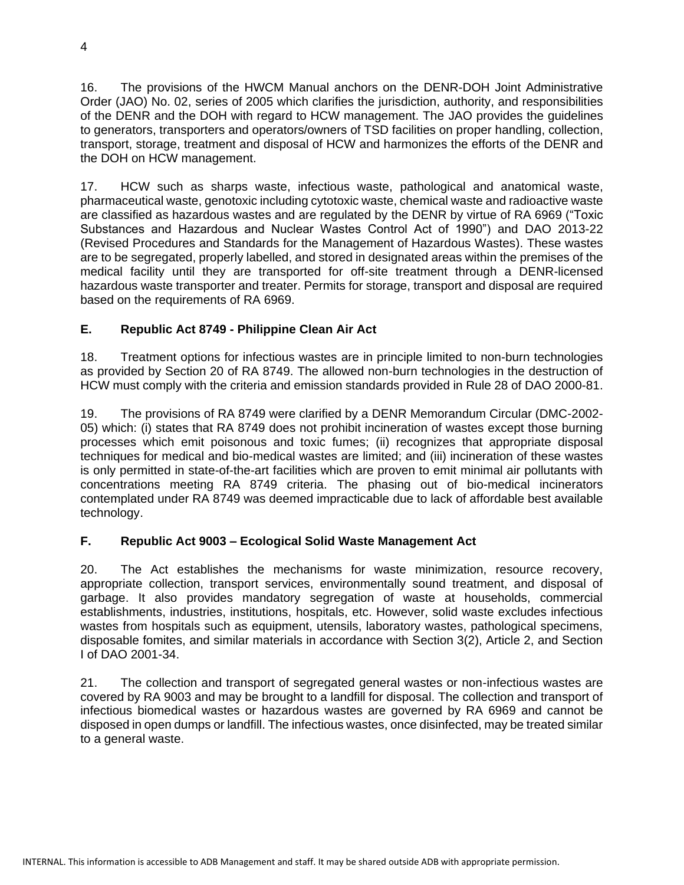16. The provisions of the HWCM Manual anchors on the DENR-DOH Joint Administrative Order (JAO) No. 02, series of 2005 which clarifies the jurisdiction, authority, and responsibilities of the DENR and the DOH with regard to HCW management. The JAO provides the guidelines to generators, transporters and operators/owners of TSD facilities on proper handling, collection, transport, storage, treatment and disposal of HCW and harmonizes the efforts of the DENR and the DOH on HCW management.

17. HCW such as sharps waste, infectious waste, pathological and anatomical waste, pharmaceutical waste, genotoxic including cytotoxic waste, chemical waste and radioactive waste are classified as hazardous wastes and are regulated by the DENR by virtue of RA 6969 ("Toxic Substances and Hazardous and Nuclear Wastes Control Act of 1990") and DAO 2013-22 (Revised Procedures and Standards for the Management of Hazardous Wastes). These wastes are to be segregated, properly labelled, and stored in designated areas within the premises of the medical facility until they are transported for off-site treatment through a DENR-licensed hazardous waste transporter and treater. Permits for storage, transport and disposal are required based on the requirements of RA 6969.

### E. Republic Act 8749 - Philippine Clean Air Act

18. Treatment options for infectious wastes are in principle limited to non-burn technologies as provided by Section 20 of RA 8749. The allowed non-burn technologies in the destruction of HCW must comply with the criteria and emission standards provided in Rule 28 of DAO 2000-81.

19. The provisions of RA 8749 were clarified by a DENR Memorandum Circular (DMC-2002-05) which: (i) states that RA 8749 does not prohibit incineration of wastes except those burning processes which emit poisonous and toxic fumes; (ii) recognizes that appropriate disposal techniques for medical and bio-medical wastes are limited; and (iii) incineration of these wastes is only permitted in state-of-the-art facilities which are proven to emit minimal air pollutants with concentrations meeting RA 8749 criteria. The phasing out of bio-medical incinerators contemplated under RA 8749 was deemed impracticable due to lack of affordable best available technology.

### F. Republic Act 9003 – Ecological Solid Waste Management Act

20. The Act establishes the mechanisms for waste minimization, resource recovery, appropriate collection, transport services, environmentally sound treatment, and disposal of garbage. It also provides mandatory segregation of waste at households, commercial establishments, industries, institutions, hospitals, etc. However, solid waste excludes infectious wastes from hospitals such as equipment, utensils, laboratory wastes, pathological specimens, disposable fomites, and similar materials in accordance with Section 3(2), Article 2, and Section I of DAO 2001-34.

21. The collection and transport of segregated general wastes or non-infectious wastes are covered by RA 9003 and may be brought to a landfill for disposal. The collection and transport of infectious biomedical wastes or hazardous wastes are governed by RA 6969 and cannot be disposed in open dumps or landfill. The infectious wastes, once disinfected, may be treated similar to a general waste.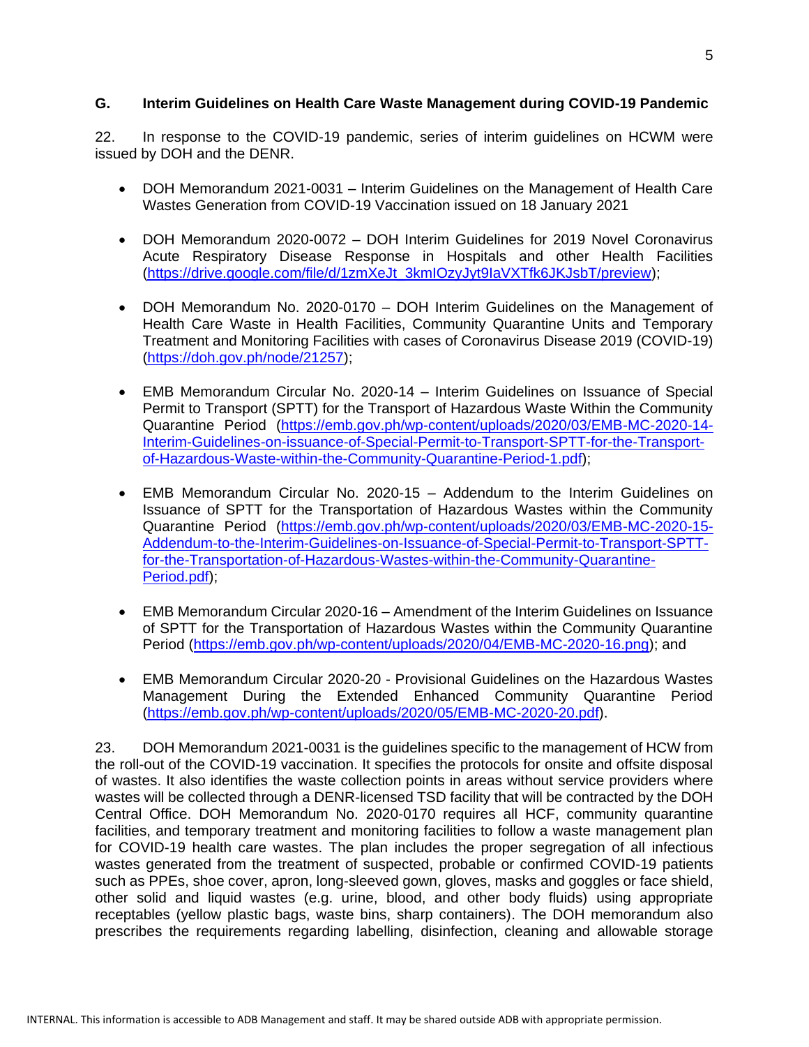### G. Interim Guidelines on Health Care Waste Management during COVID-19 Pandemic

22. In response to the COVID-19 pandemic, series of interim guidelines on HCWM were issued by DOH and the DENR.

- DOH Memorandum 2021-0031 – Interim Guidelines on the Management of Health Care Wastes Generation from COVID-19 Vaccination issued on 18 January 2021
- DOH Memorandum 2020-0072 – DOH Interim Guidelines for 2019 Novel Coronavirus Acute Respiratory Disease Response in Hospitals and other Health Facilities (https://drive.google.com/file/d/1zmXeJt_3kmIOzyJyt9IaVXTfk6JKJsbT/preview);
- DOH Memorandum No. 2020-0170 – DOH Interim Guidelines on the Management of Health Care Waste in Health Facilities, Community Quarantine Units and Temporary Treatment and Monitoring Facilities with cases of Coronavirus Disease 2019 (COVID-19) (https://doh.gov.ph/node/21257);
- EMB Memorandum Circular No. 2020-14 – Interim Guidelines on Issuance of Special Permit to Transport (SPTT) for the Transport of Hazardous Waste Within the Community Quarantine Period (https://emb.gov.ph/wp-content/uploads/2020/03/EMB-MC-2020-14-Interim-Guidelines-on-issuance-of-Special-Permit-to-Transport-SPTT-for-the-Transport-of-Hazardous-Waste-within-the-Community-Quarantine-Period-1.pdf);
- EMB Memorandum Circular No. 2020-15 – Addendum to the Interim Guidelines on Issuance of SPTT for the Transportation of Hazardous Wastes within the Community Quarantine Period (https://emb.gov.ph/wp-content/uploads/2020/03/EMB-MC-2020-15-Addendum-to-the-Interim-Guidelines-on-Issuance-of-Special-Permit-to-Transport-SPTT-for-the-Transportation-of-Hazardous-Wastes-within-the-Community-Quarantine-Period.pdf);
- EMB Memorandum Circular 2020-16 – Amendment of the Interim Guidelines on Issuance of SPTT for the Transportation of Hazardous Wastes within the Community Quarantine Period (https://emb.gov.ph/wp-content/uploads/2020/04/EMB-MC-2020-16.png); and
- EMB Memorandum Circular 2020-20 - Provisional Guidelines on the Hazardous Wastes Management During the Extended Enhanced Community Quarantine Period (https://emb.gov.ph/wp-content/uploads/2020/05/EMB-MC-2020-20.pdf).

23. DOH Memorandum 2021-0031 is the guidelines specific to the management of HCW from the roll-out of the COVID-19 vaccination. It specifies the protocols for onsite and offsite disposal of wastes. It also identifies the waste collection points in areas without service providers where wastes will be collected through a DENR-licensed TSD facility that will be contracted by the DOH Central Office. DOH Memorandum No. 2020-0170 requires all HCF, community quarantine facilities, and temporary treatment and monitoring facilities to follow a waste management plan for COVID-19 health care wastes. The plan includes the proper segregation of all infectious wastes generated from the treatment of suspected, probable or confirmed COVID-19 patients such as PPEs, shoe cover, apron, long-sleeved gown, gloves, masks and goggles or face shield, other solid and liquid wastes (e.g. urine, blood, and other body fluids) using appropriate receptables (yellow plastic bags, waste bins, sharp containers). The DOH memorandum also prescribes the requirements regarding labelling, disinfection, cleaning and allowable storage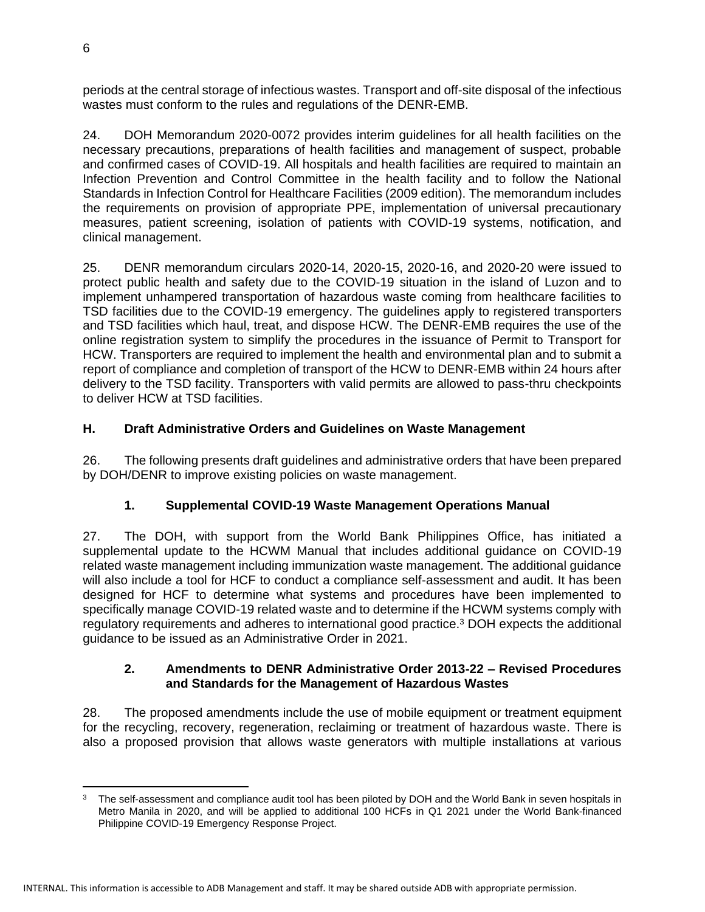periods at the central storage of infectious wastes. Transport and off-site disposal of the infectious wastes must conform to the rules and regulations of the DENR-EMB.

24. DOH Memorandum 2020-0072 provides interim guidelines for all health facilities on the necessary precautions, preparations of health facilities and management of suspect, probable and confirmed cases of COVID-19. All hospitals and health facilities are required to maintain an Infection Prevention and Control Committee in the health facility and to follow the National Standards in Infection Control for Healthcare Facilities (2009 edition). The memorandum includes the requirements on provision of appropriate PPE, implementation of universal precautionary measures, patient screening, isolation of patients with COVID-19 systems, notification, and clinical management.

25. DENR memorandum circulars 2020-14, 2020-15, 2020-16, and 2020-20 were issued to protect public health and safety due to the COVID-19 situation in the island of Luzon and to implement unhampered transportation of hazardous waste coming from healthcare facilities to TSD facilities due to the COVID-19 emergency. The guidelines apply to registered transporters and TSD facilities which haul, treat, and dispose HCW. The DENR-EMB requires the use of the online registration system to simplify the procedures in the issuance of Permit to Transport for HCW. Transporters are required to implement the health and environmental plan and to submit a report of compliance and completion of transport of the HCW to DENR-EMB within 24 hours after delivery to the TSD facility. Transporters with valid permits are allowed to pass-thru checkpoints to deliver HCW at TSD facilities.

## H. Draft Administrative Orders and Guidelines on Waste Management

26. The following presents draft guidelines and administrative orders that have been prepared by DOH/DENR to improve existing policies on waste management.

### 1. Supplemental COVID-19 Waste Management Operations Manual

27. The DOH, with support from the World Bank Philippines Office, has initiated a supplemental update to the HCWM Manual that includes additional guidance on COVID-19 related waste management including immunization waste management. The additional guidance will also include a tool for HCF to conduct a compliance self-assessment and audit. It has been designed for HCF to determine what systems and procedures have been implemented to specifically manage COVID-19 related waste and to determine if the HCWM systems comply with regulatory requirements and adheres to international good practice.[3] DOH expects the additional guidance to be issued as an Administrative Order in 2021.

### 2. Amendments to DENR Administrative Order 2013-22 – Revised Procedures and Standards for the Management of Hazardous Wastes

28. The proposed amendments include the use of mobile equipment or treatment equipment for the recycling, recovery, regeneration, reclaiming or treatment of hazardous waste. There is also a proposed provision that allows waste generators with multiple installations at various

---

[3] The self-assessment and compliance audit tool has been piloted by DOH and the World Bank in seven hospitals in Metro Manila in 2020, and will be applied to additional 100 HCFs in Q1 2021 under the World Bank-financed Philippine COVID-19 Emergency Response Project.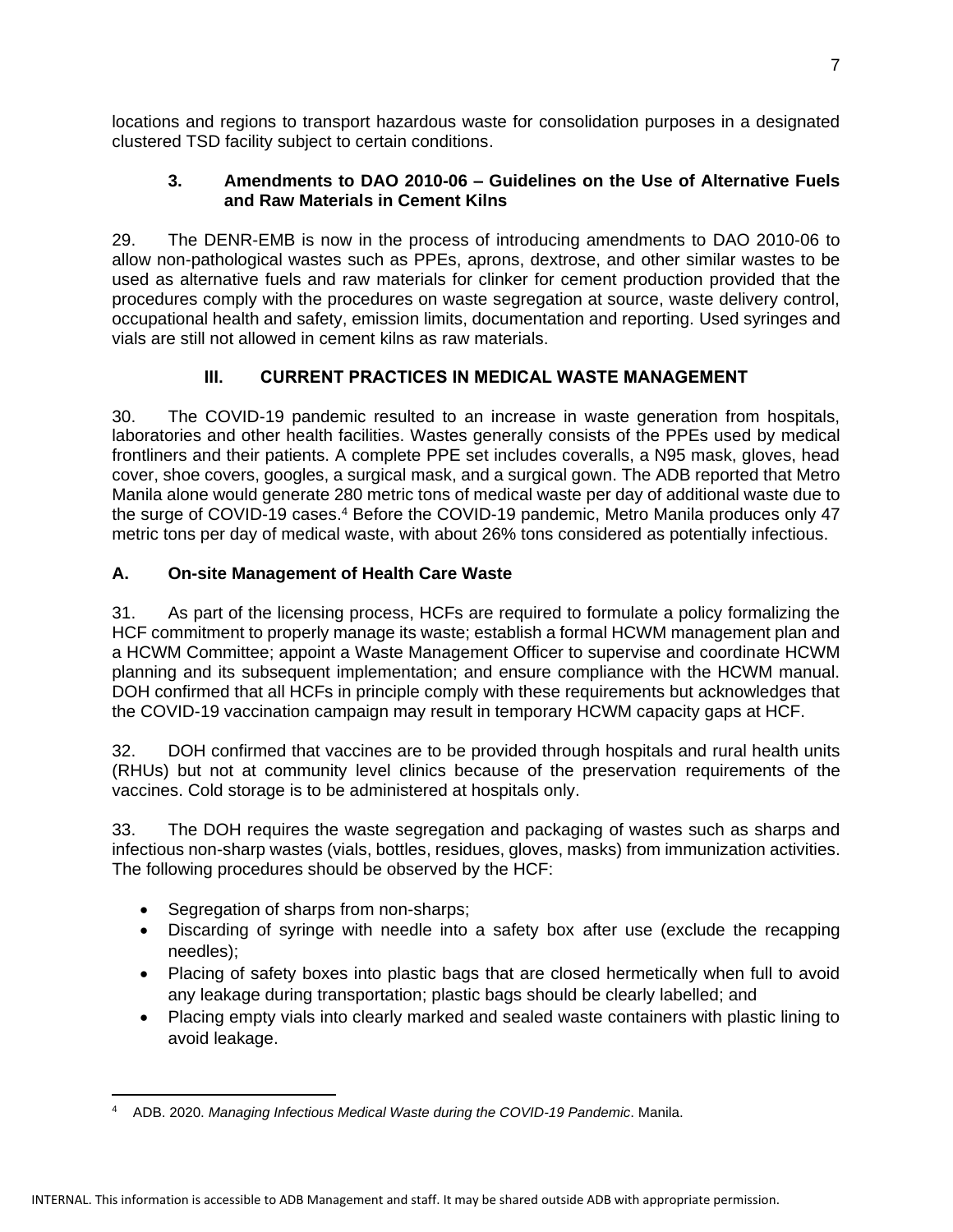locations and regions to transport hazardous waste for consolidation purposes in a designated clustered TSD facility subject to certain conditions.

### 3. Amendments to DAO 2010-06 – Guidelines on the Use of Alternative Fuels and Raw Materials in Cement Kilns

29. The DENR-EMB is now in the process of introducing amendments to DAO 2010-06 to allow non-pathological wastes such as PPEs, aprons, dextrose, and other similar wastes to be used as alternative fuels and raw materials for clinker for cement production provided that the procedures comply with the procedures on waste segregation at source, waste delivery control, occupational health and safety, emission limits, documentation and reporting. Used syringes and vials are still not allowed in cement kilns as raw materials.

## III. CURRENT PRACTICES IN MEDICAL WASTE MANAGEMENT

30. The COVID-19 pandemic resulted to an increase in waste generation from hospitals, laboratories and other health facilities. Wastes generally consists of the PPEs used by medical frontliners and their patients. A complete PPE set includes coveralls, a N95 mask, gloves, head cover, shoe covers, googles, a surgical mask, and a surgical gown. The ADB reported that Metro Manila alone would generate 280 metric tons of medical waste per day of additional waste due to the surge of COVID-19 cases.[4] Before the COVID-19 pandemic, Metro Manila produces only 47 metric tons per day of medical waste, with about 26% tons considered as potentially infectious.

### A. On-site Management of Health Care Waste

31. As part of the licensing process, HCFs are required to formulate a policy formalizing the HCF commitment to properly manage its waste; establish a formal HCWM management plan and a HCWM Committee; appoint a Waste Management Officer to supervise and coordinate HCWM planning and its subsequent implementation; and ensure compliance with the HCWM manual. DOH confirmed that all HCFs in principle comply with these requirements but acknowledges that the COVID-19 vaccination campaign may result in temporary HCWM capacity gaps at HCF.

32. DOH confirmed that vaccines are to be provided through hospitals and rural health units (RHUs) but not at community level clinics because of the preservation requirements of the vaccines. Cold storage is to be administered at hospitals only.

33. The DOH requires the waste segregation and packaging of wastes such as sharps and infectious non-sharp wastes (vials, bottles, residues, gloves, masks) from immunization activities. The following procedures should be observed by the HCF:

- Segregation of sharps from non-sharps;
- Discarding of syringe with needle into a safety box after use (exclude the recapping needles);
- Placing of safety boxes into plastic bags that are closed hermetically when full to avoid any leakage during transportation; plastic bags should be clearly labelled; and
- Placing empty vials into clearly marked and sealed waste containers with plastic lining to avoid leakage.

---

[4] ADB. 2020. *Managing Infectious Medical Waste during the COVID-19 Pandemic*. Manila.

INTERNAL. This information is accessible to ADB Management and staff. It may be shared outside ADB with appropriate permission.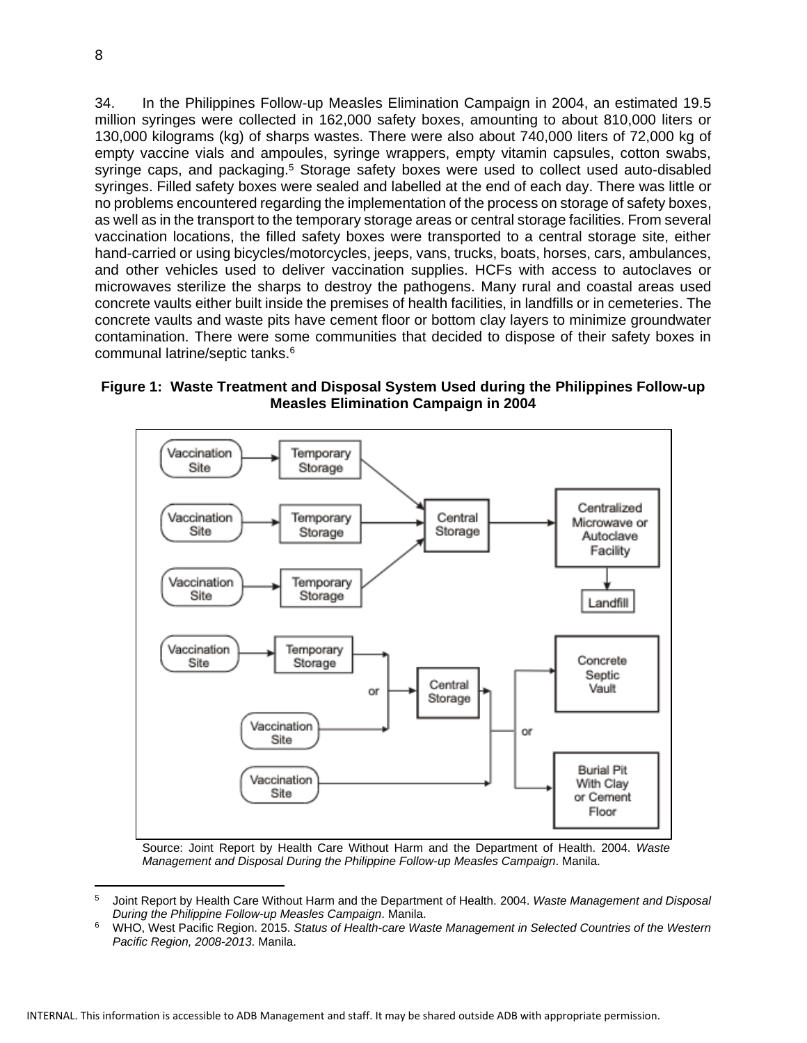34. In the Philippines Follow-up Measles Elimination Campaign in 2004, an estimated 19.5 million syringes were collected in 162,000 safety boxes, amounting to about 810,000 liters or 130,000 kilograms (kg) of sharps wastes. There were also about 740,000 liters of 72,000 kg of empty vaccine vials and ampoules, syringe wrappers, empty vitamin capsules, cotton swabs, syringe caps, and packaging.[5] Storage safety boxes were used to collect used auto-disabled syringes. Filled safety boxes were sealed and labelled at the end of each day. There was little or no problems encountered regarding the implementation of the process on storage of safety boxes, as well as in the transport to the temporary storage areas or central storage facilities. From several vaccination locations, the filled safety boxes were transported to a central storage site, either hand-carried or using bicycles/motorcycles, jeeps, vans, trucks, boats, horses, cars, ambulances, and other vehicles used to deliver vaccination supplies. HCFs with access to autoclaves or microwaves sterilize the sharps to destroy the pathogens. Many rural and coastal areas used concrete vaults either built inside the premises of health facilities, in landfills or in cemeteries. The concrete vaults and waste pits have cement floor or bottom clay layers to minimize groundwater contamination. There were some communities that decided to dispose of their safety boxes in communal latrine/septic tanks.[6]

**Figure 1: Waste Treatment and Disposal System Used during the Philippines Follow-up Measles Elimination Campaign in 2004**

Source: Joint Report by Health Care Without Harm and the Department of Health. 2004. *Waste Management and Disposal During the Philippine Follow-up Measles Campaign*. Manila.

---

[5] Joint Report by Health Care Without Harm and the Department of Health. 2004. *Waste Management and Disposal During the Philippine Follow-up Measles Campaign*. Manila.

[6] WHO, West Pacific Region. 2015. *Status of Health-care Waste Management in Selected Countries of the Western Pacific Region, 2008-2013.* Manila.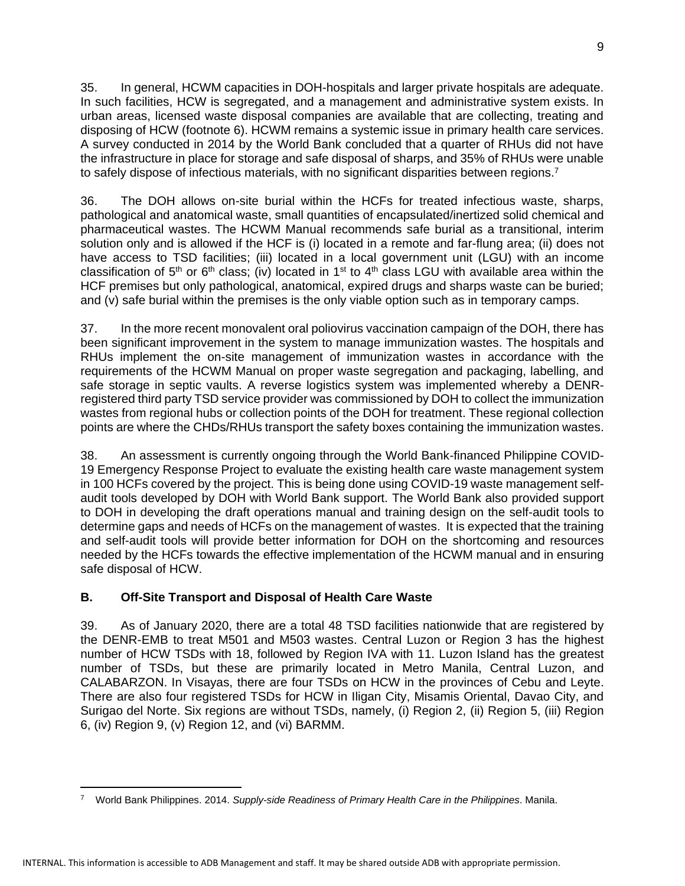35. In general, HCWM capacities in DOH-hospitals and larger private hospitals are adequate. In such facilities, HCW is segregated, and a management and administrative system exists. In urban areas, licensed waste disposal companies are available that are collecting, treating and disposing of HCW (footnote 6). HCWM remains a systemic issue in primary health care services. A survey conducted in 2014 by the World Bank concluded that a quarter of RHUs did not have the infrastructure in place for storage and safe disposal of sharps, and 35% of RHUs were unable to safely dispose of infectious materials, with no significant disparities between regions.[7]

36. The DOH allows on-site burial within the HCFs for treated infectious waste, sharps, pathological and anatomical waste, small quantities of encapsulated/inertized solid chemical and pharmaceutical wastes. The HCWM Manual recommends safe burial as a transitional, interim solution only and is allowed if the HCF is (i) located in a remote and far-flung area; (ii) does not have access to TSD facilities; (iii) located in a local government unit (LGU) with an income classification of 5th or 6th class; (iv) located in 1st to 4th class LGU with available area within the HCF premises but only pathological, anatomical, expired drugs and sharps waste can be buried; and (v) safe burial within the premises is the only viable option such as in temporary camps.

37. In the more recent monovalent oral poliovirus vaccination campaign of the DOH, there has been significant improvement in the system to manage immunization wastes. The hospitals and RHUs implement the on-site management of immunization wastes in accordance with the requirements of the HCWM Manual on proper waste segregation and packaging, labelling, and safe storage in septic vaults. A reverse logistics system was implemented whereby a DENR-registered third party TSD service provider was commissioned by DOH to collect the immunization wastes from regional hubs or collection points of the DOH for treatment. These regional collection points are where the CHDs/RHUs transport the safety boxes containing the immunization wastes.

38. An assessment is currently ongoing through the World Bank-financed Philippine COVID-19 Emergency Response Project to evaluate the existing health care waste management system in 100 HCFs covered by the project. This is being done using COVID-19 waste management self-audit tools developed by DOH with World Bank support. The World Bank also provided support to DOH in developing the draft operations manual and training design on the self-audit tools to determine gaps and needs of HCFs on the management of wastes. It is expected that the training and self-audit tools will provide better information for DOH on the shortcoming and resources needed by the HCFs towards the effective implementation of the HCWM manual and in ensuring safe disposal of HCW.

### B. Off-Site Transport and Disposal of Health Care Waste

39. As of January 2020, there are a total 48 TSD facilities nationwide that are registered by the DENR-EMB to treat M501 and M503 wastes. Central Luzon or Region 3 has the highest number of HCW TSDs with 18, followed by Region IVA with 11. Luzon Island has the greatest number of TSDs, but these are primarily located in Metro Manila, Central Luzon, and CALABARZON. In Visayas, there are four TSDs on HCW in the provinces of Cebu and Leyte. There are also four registered TSDs for HCW in Iligan City, Misamis Oriental, Davao City, and Surigao del Norte. Six regions are without TSDs, namely, (i) Region 2, (ii) Region 5, (iii) Region 6, (iv) Region 9, (v) Region 12, and (vi) BARMM.

---

[7] World Bank Philippines. 2014. *Supply-side Readiness of Primary Health Care in the Philippines*. Manila.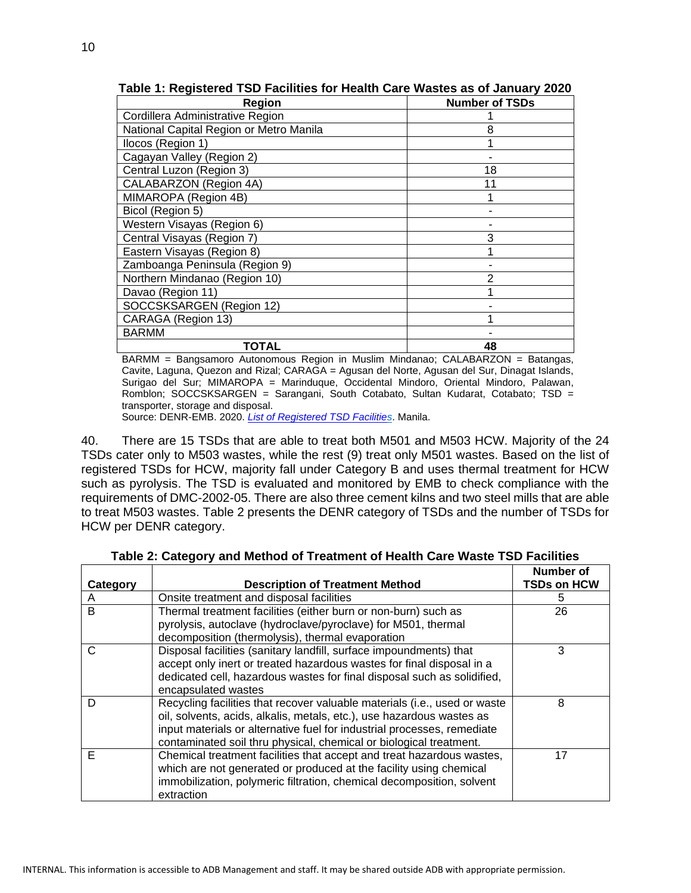**Table 1: Registered TSD Facilities for Health Care Wastes as of January 2020**

| Region | Number of TSDs |
|---|---|
| Cordillera Administrative Region | 1 |
| National Capital Region or Metro Manila | 8 |
| Ilocos (Region 1) | 1 |
| Cagayan Valley (Region 2) | - |
| Central Luzon (Region 3) | 18 |
| CALABARZON (Region 4A) | 11 |
| MIMAROPA (Region 4B) | 1 |
| Bicol (Region 5) | - |
| Western Visayas (Region 6) | - |
| Central Visayas (Region 7) | 3 |
| Eastern Visayas (Region 8) | 1 |
| Zamboanga Peninsula (Region 9) | - |
| Northern Mindanao (Region 10) | 2 |
| Davao (Region 11) | 1 |
| SOCCSKSARGEN (Region 12) | - |
| CARAGA (Region 13) | 1 |
| BARMM | - |
| **TOTAL** | **48** |

BARMM = Bangsamoro Autonomous Region in Muslim Mindanao; CALABARZON = Batangas, Cavite, Laguna, Quezon and Rizal; CARAGA = Agusan del Norte, Agusan del Sur, Dinagat Islands, Surigao del Sur; MIMAROPA = Marinduque, Occidental Mindoro, Oriental Mindoro, Palawan, Romblon; SOCCSKSARGEN = Sarangani, South Cotabato, Sultan Kudarat, Cotabato; TSD = transporter, storage and disposal.

Source: DENR-EMB. 2020. *List of Registered TSD Facilities*. Manila.

40. There are 15 TSDs that are able to treat both M501 and M503 HCW. Majority of the 24 TSDs cater only to M503 wastes, while the rest (9) treat only M501 wastes. Based on the list of registered TSDs for HCW, majority fall under Category B and uses thermal treatment for HCW such as pyrolysis. The TSD is evaluated and monitored by EMB to check compliance with the requirements of DMC-2002-05. There are also three cement kilns and two steel mills that are able to treat M503 wastes. Table 2 presents the DENR category of TSDs and the number of TSDs for HCW per DENR category.

**Table 2: Category and Method of Treatment of Health Care Waste TSD Facilities**

| Category | Description of Treatment Method | Number of TSDs on HCW |
|---|---|---|
| A | Onsite treatment and disposal facilities | 5 |
| B | Thermal treatment facilities (either burn or non-burn) such as pyrolysis, autoclave (hydroclave/pyroclave) for M501, thermal decomposition (thermolysis), thermal evaporation | 26 |
| C | Disposal facilities (sanitary landfill, surface impoundments) that accept only inert or treated hazardous wastes for final disposal in a dedicated cell, hazardous wastes for final disposal such as solidified, encapsulated wastes | 3 |
| D | Recycling facilities that recover valuable materials (i.e., used or waste oil, solvents, acids, alkalis, metals, etc.), use hazardous wastes as input materials or alternative fuel for industrial processes, remediate contaminated soil thru physical, chemical or biological treatment. | 8 |
| E | Chemical treatment facilities that accept and treat hazardous wastes, which are not generated or produced at the facility using chemical immobilization, polymeric filtration, chemical decomposition, solvent extraction | 17 |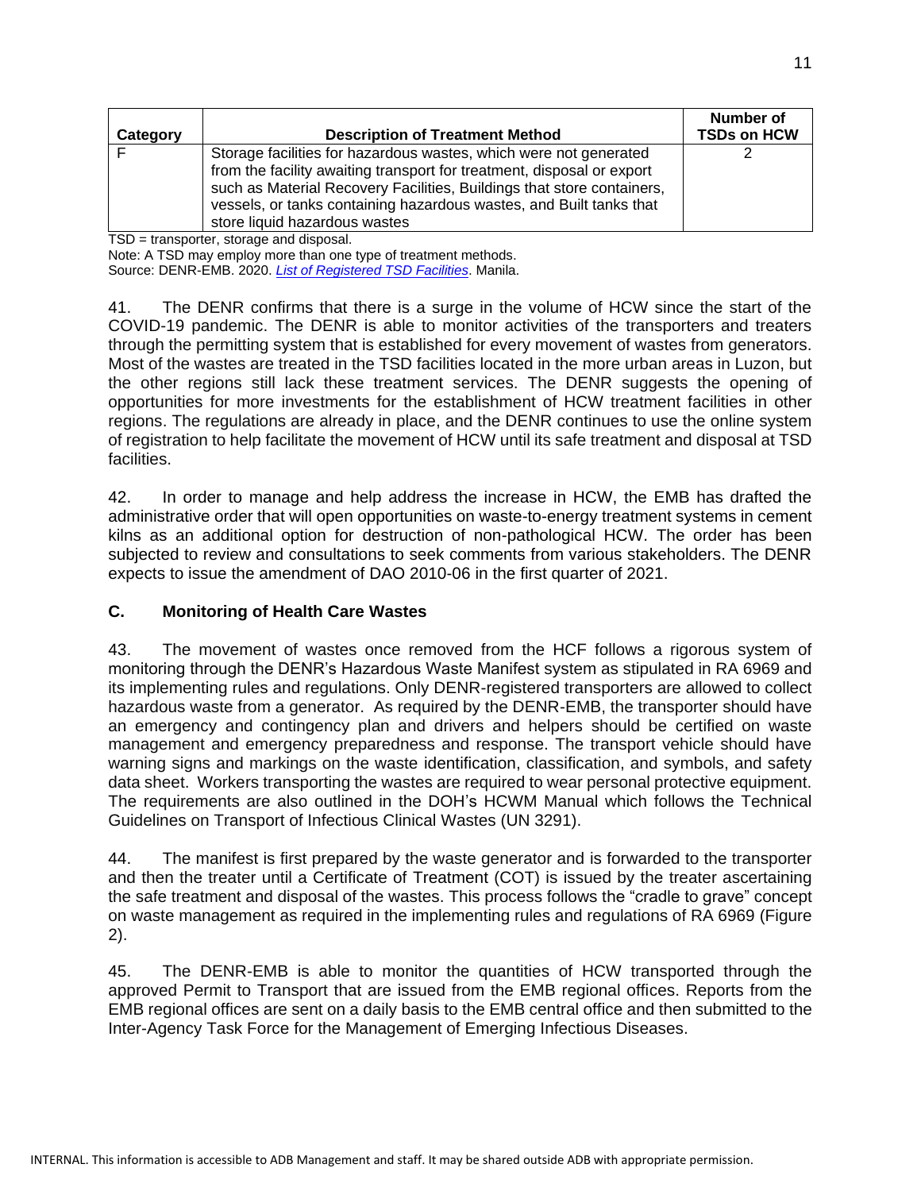| Category | Description of Treatment Method | Number of TSDs on HCW |
|---|---|---|
| F | Storage facilities for hazardous wastes, which were not generated from the facility awaiting transport for treatment, disposal or export such as Material Recovery Facilities, Buildings that store containers, vessels, or tanks containing hazardous wastes, and Built tanks that store liquid hazardous wastes | 2 |

TSD = transporter, storage and disposal.
Note: A TSD may employ more than one type of treatment methods.
Source: DENR-EMB. 2020. *List of Registered TSD Facilities*. Manila.

41. The DENR confirms that there is a surge in the volume of HCW since the start of the COVID-19 pandemic. The DENR is able to monitor activities of the transporters and treaters through the permitting system that is established for every movement of wastes from generators. Most of the wastes are treated in the TSD facilities located in the more urban areas in Luzon, but the other regions still lack these treatment services. The DENR suggests the opening of opportunities for more investments for the establishment of HCW treatment facilities in other regions. The regulations are already in place, and the DENR continues to use the online system of registration to help facilitate the movement of HCW until its safe treatment and disposal at TSD facilities.

42. In order to manage and help address the increase in HCW, the EMB has drafted the administrative order that will open opportunities on waste-to-energy treatment systems in cement kilns as an additional option for destruction of non-pathological HCW. The order has been subjected to review and consultations to seek comments from various stakeholders. The DENR expects to issue the amendment of DAO 2010-06 in the first quarter of 2021.

### C. Monitoring of Health Care Wastes

43. The movement of wastes once removed from the HCF follows a rigorous system of monitoring through the DENR's Hazardous Waste Manifest system as stipulated in RA 6969 and its implementing rules and regulations. Only DENR-registered transporters are allowed to collect hazardous waste from a generator. As required by the DENR-EMB, the transporter should have an emergency and contingency plan and drivers and helpers should be certified on waste management and emergency preparedness and response. The transport vehicle should have warning signs and markings on the waste identification, classification, and symbols, and safety data sheet. Workers transporting the wastes are required to wear personal protective equipment. The requirements are also outlined in the DOH's HCWM Manual which follows the Technical Guidelines on Transport of Infectious Clinical Wastes (UN 3291).

44. The manifest is first prepared by the waste generator and is forwarded to the transporter and then the treater until a Certificate of Treatment (COT) is issued by the treater ascertaining the safe treatment and disposal of the wastes. This process follows the "cradle to grave" concept on waste management as required in the implementing rules and regulations of RA 6969 (Figure 2).

45. The DENR-EMB is able to monitor the quantities of HCW transported through the approved Permit to Transport that are issued from the EMB regional offices. Reports from the EMB regional offices are sent on a daily basis to the EMB central office and then submitted to the Inter-Agency Task Force for the Management of Emerging Infectious Diseases.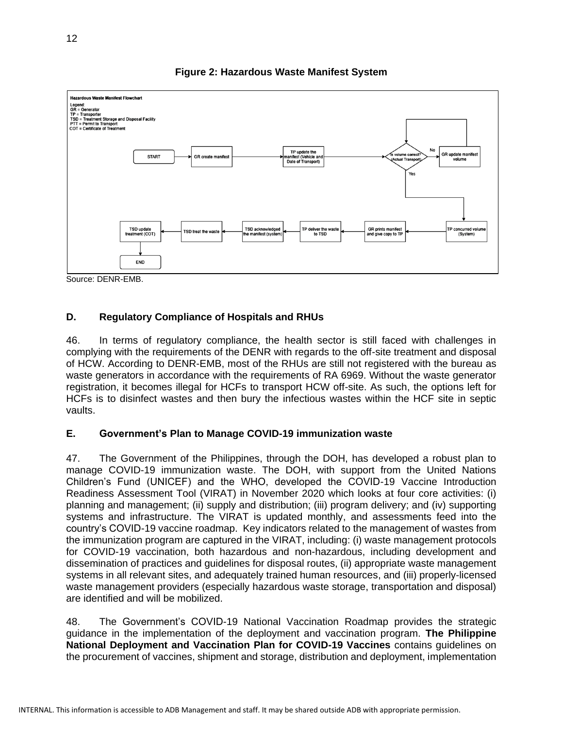**Figure 2: Hazardous Waste Manifest System**

Hazardous Waste Manifest Flowchart

Legend:
GR = Generator
TP = Transporter
TSD = Treatment Storage and Disposal Facility
PTT = Permit to Transport
COT = Certificate of Treatment

START → GR create manifest → TP update the manifest (Vehicle and Date of Transport) → Is volume correct? (Actual Transport)

- No → GR update manifest volume → (back to Is volume correct?)
- Yes → TP concurred volume (System) → GR prints manifest and give copy to TP → TP deliver the waste to TSD → TSD acknowledged the manifest (system) → TSD treat the waste → TSD update treatment (COT) → END

Source: DENR-EMB.

## D. Regulatory Compliance of Hospitals and RHUs

46. In terms of regulatory compliance, the health sector is still faced with challenges in complying with the requirements of the DENR with regards to the off-site treatment and disposal of HCW. According to DENR-EMB, most of the RHUs are still not registered with the bureau as waste generators in accordance with the requirements of RA 6969. Without the waste generator registration, it becomes illegal for HCFs to transport HCW off-site. As such, the options left for HCFs is to disinfect wastes and then bury the infectious wastes within the HCF site in septic vaults.

## E. Government's Plan to Manage COVID-19 immunization waste

47. The Government of the Philippines, through the DOH, has developed a robust plan to manage COVID-19 immunization waste. The DOH, with support from the United Nations Children's Fund (UNICEF) and the WHO, developed the COVID-19 Vaccine Introduction Readiness Assessment Tool (VIRAT) in November 2020 which looks at four core activities: (i) planning and management; (ii) supply and distribution; (iii) program delivery; and (iv) supporting systems and infrastructure. The VIRAT is updated monthly, and assessments feed into the country's COVID-19 vaccine roadmap. Key indicators related to the management of wastes from the immunization program are captured in the VIRAT, including: (i) waste management protocols for COVID-19 vaccination, both hazardous and non-hazardous, including development and dissemination of practices and guidelines for disposal routes, (ii) appropriate waste management systems in all relevant sites, and adequately trained human resources, and (iii) properly-licensed waste management providers (especially hazardous waste storage, transportation and disposal) are identified and will be mobilized.

48. The Government's COVID-19 National Vaccination Roadmap provides the strategic guidance in the implementation of the deployment and vaccination program. **The Philippine National Deployment and Vaccination Plan for COVID-19 Vaccines** contains guidelines on the procurement of vaccines, shipment and storage, distribution and deployment, implementation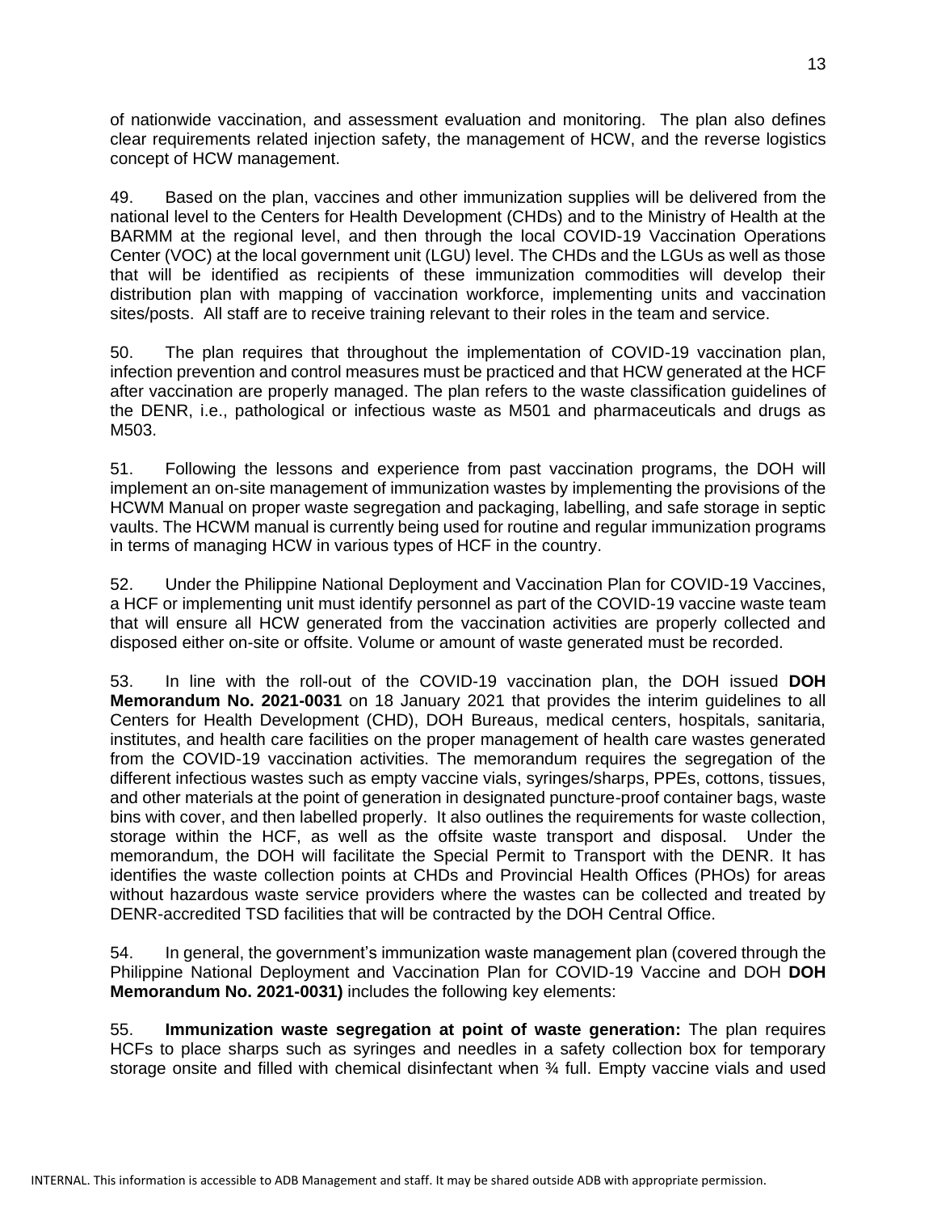of nationwide vaccination, and assessment evaluation and monitoring. The plan also defines clear requirements related injection safety, the management of HCW, and the reverse logistics concept of HCW management.

49. Based on the plan, vaccines and other immunization supplies will be delivered from the national level to the Centers for Health Development (CHDs) and to the Ministry of Health at the BARMM at the regional level, and then through the local COVID-19 Vaccination Operations Center (VOC) at the local government unit (LGU) level. The CHDs and the LGUs as well as those that will be identified as recipients of these immunization commodities will develop their distribution plan with mapping of vaccination workforce, implementing units and vaccination sites/posts. All staff are to receive training relevant to their roles in the team and service.

50. The plan requires that throughout the implementation of COVID-19 vaccination plan, infection prevention and control measures must be practiced and that HCW generated at the HCF after vaccination are properly managed. The plan refers to the waste classification guidelines of the DENR, i.e., pathological or infectious waste as M501 and pharmaceuticals and drugs as M503.

51. Following the lessons and experience from past vaccination programs, the DOH will implement an on-site management of immunization wastes by implementing the provisions of the HCWM Manual on proper waste segregation and packaging, labelling, and safe storage in septic vaults. The HCWM manual is currently being used for routine and regular immunization programs in terms of managing HCW in various types of HCF in the country.

52. Under the Philippine National Deployment and Vaccination Plan for COVID-19 Vaccines, a HCF or implementing unit must identify personnel as part of the COVID-19 vaccine waste team that will ensure all HCW generated from the vaccination activities are properly collected and disposed either on-site or offsite. Volume or amount of waste generated must be recorded.

53. In line with the roll-out of the COVID-19 vaccination plan, the DOH issued **DOH Memorandum No. 2021-0031** on 18 January 2021 that provides the interim guidelines to all Centers for Health Development (CHD), DOH Bureaus, medical centers, hospitals, sanitaria, institutes, and health care facilities on the proper management of health care wastes generated from the COVID-19 vaccination activities. The memorandum requires the segregation of the different infectious wastes such as empty vaccine vials, syringes/sharps, PPEs, cottons, tissues, and other materials at the point of generation in designated puncture-proof container bags, waste bins with cover, and then labelled properly. It also outlines the requirements for waste collection, storage within the HCF, as well as the offsite waste transport and disposal. Under the memorandum, the DOH will facilitate the Special Permit to Transport with the DENR. It has identifies the waste collection points at CHDs and Provincial Health Offices (PHOs) for areas without hazardous waste service providers where the wastes can be collected and treated by DENR-accredited TSD facilities that will be contracted by the DOH Central Office.

54. In general, the government's immunization waste management plan (covered through the Philippine National Deployment and Vaccination Plan for COVID-19 Vaccine and DOH **DOH Memorandum No. 2021-0031)** includes the following key elements:

55. **Immunization waste segregation at point of waste generation:** The plan requires HCFs to place sharps such as syringes and needles in a safety collection box for temporary storage onsite and filled with chemical disinfectant when ¾ full. Empty vaccine vials and used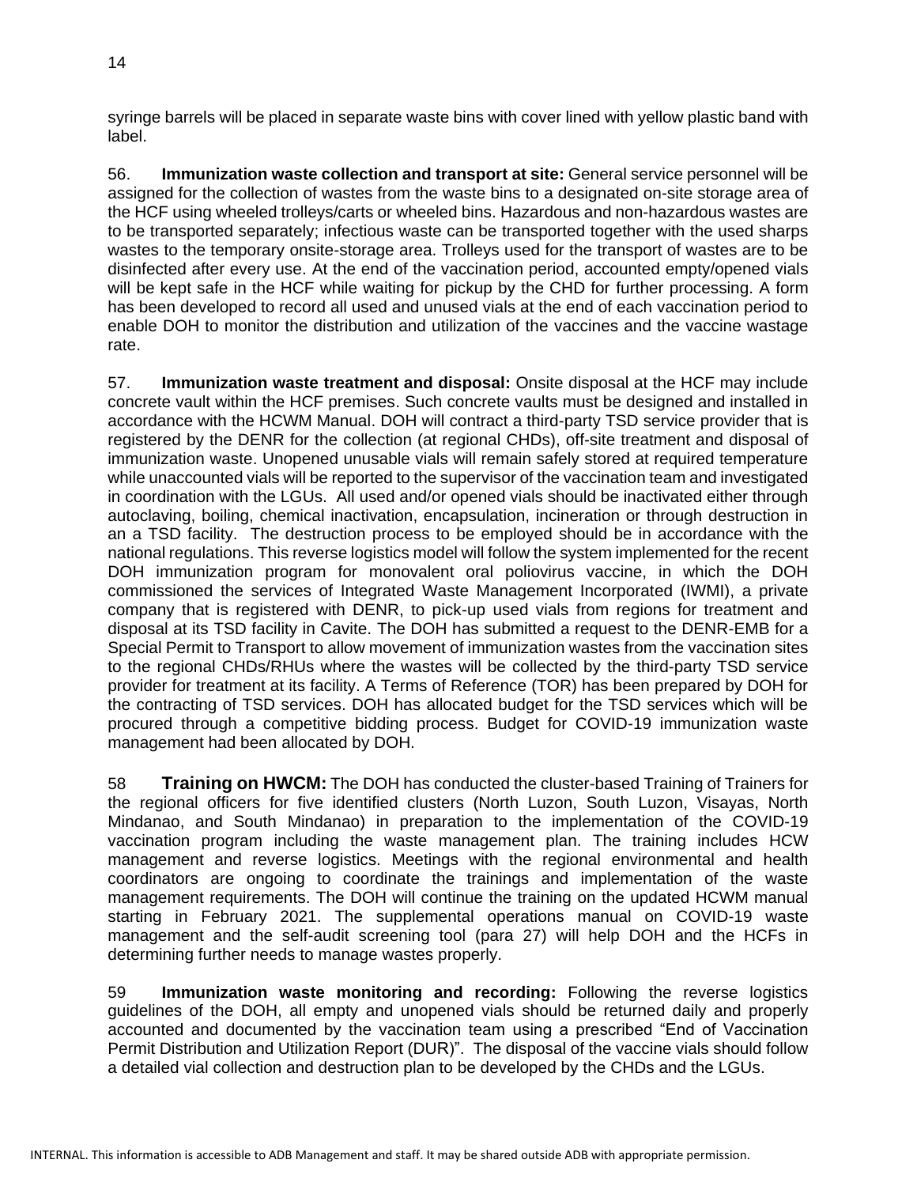syringe barrels will be placed in separate waste bins with cover lined with yellow plastic band with label.

56. **Immunization waste collection and transport at site:** General service personnel will be assigned for the collection of wastes from the waste bins to a designated on-site storage area of the HCF using wheeled trolleys/carts or wheeled bins. Hazardous and non-hazardous wastes are to be transported separately; infectious waste can be transported together with the used sharps wastes to the temporary onsite-storage area. Trolleys used for the transport of wastes are to be disinfected after every use. At the end of the vaccination period, accounted empty/opened vials will be kept safe in the HCF while waiting for pickup by the CHD for further processing. A form has been developed to record all used and unused vials at the end of each vaccination period to enable DOH to monitor the distribution and utilization of the vaccines and the vaccine wastage rate.

57. **Immunization waste treatment and disposal:** Onsite disposal at the HCF may include concrete vault within the HCF premises. Such concrete vaults must be designed and installed in accordance with the HCWM Manual. DOH will contract a third-party TSD service provider that is registered by the DENR for the collection (at regional CHDs), off-site treatment and disposal of immunization waste. Unopened unusable vials will remain safely stored at required temperature while unaccounted vials will be reported to the supervisor of the vaccination team and investigated in coordination with the LGUs. All used and/or opened vials should be inactivated either through autoclaving, boiling, chemical inactivation, encapsulation, incineration or through destruction in an a TSD facility. The destruction process to be employed should be in accordance with the national regulations. This reverse logistics model will follow the system implemented for the recent DOH immunization program for monovalent oral poliovirus vaccine, in which the DOH commissioned the services of Integrated Waste Management Incorporated (IWMI), a private company that is registered with DENR, to pick-up used vials from regions for treatment and disposal at its TSD facility in Cavite. The DOH has submitted a request to the DENR-EMB for a Special Permit to Transport to allow movement of immunization wastes from the vaccination sites to the regional CHDs/RHUs where the wastes will be collected by the third-party TSD service provider for treatment at its facility. A Terms of Reference (TOR) has been prepared by DOH for the contracting of TSD services. DOH has allocated budget for the TSD services which will be procured through a competitive bidding process. Budget for COVID-19 immunization waste management had been allocated by DOH.

58 **Training on HWCM:** The DOH has conducted the cluster-based Training of Trainers for the regional officers for five identified clusters (North Luzon, South Luzon, Visayas, North Mindanao, and South Mindanao) in preparation to the implementation of the COVID-19 vaccination program including the waste management plan. The training includes HCW management and reverse logistics. Meetings with the regional environmental and health coordinators are ongoing to coordinate the trainings and implementation of the waste management requirements. The DOH will continue the training on the updated HCWM manual starting in February 2021. The supplemental operations manual on COVID-19 waste management and the self-audit screening tool (para 27) will help DOH and the HCFs in determining further needs to manage wastes properly.

59 **Immunization waste monitoring and recording:** Following the reverse logistics guidelines of the DOH, all empty and unopened vials should be returned daily and properly accounted and documented by the vaccination team using a prescribed "End of Vaccination Permit Distribution and Utilization Report (DUR)". The disposal of the vaccine vials should follow a detailed vial collection and destruction plan to be developed by the CHDs and the LGUs.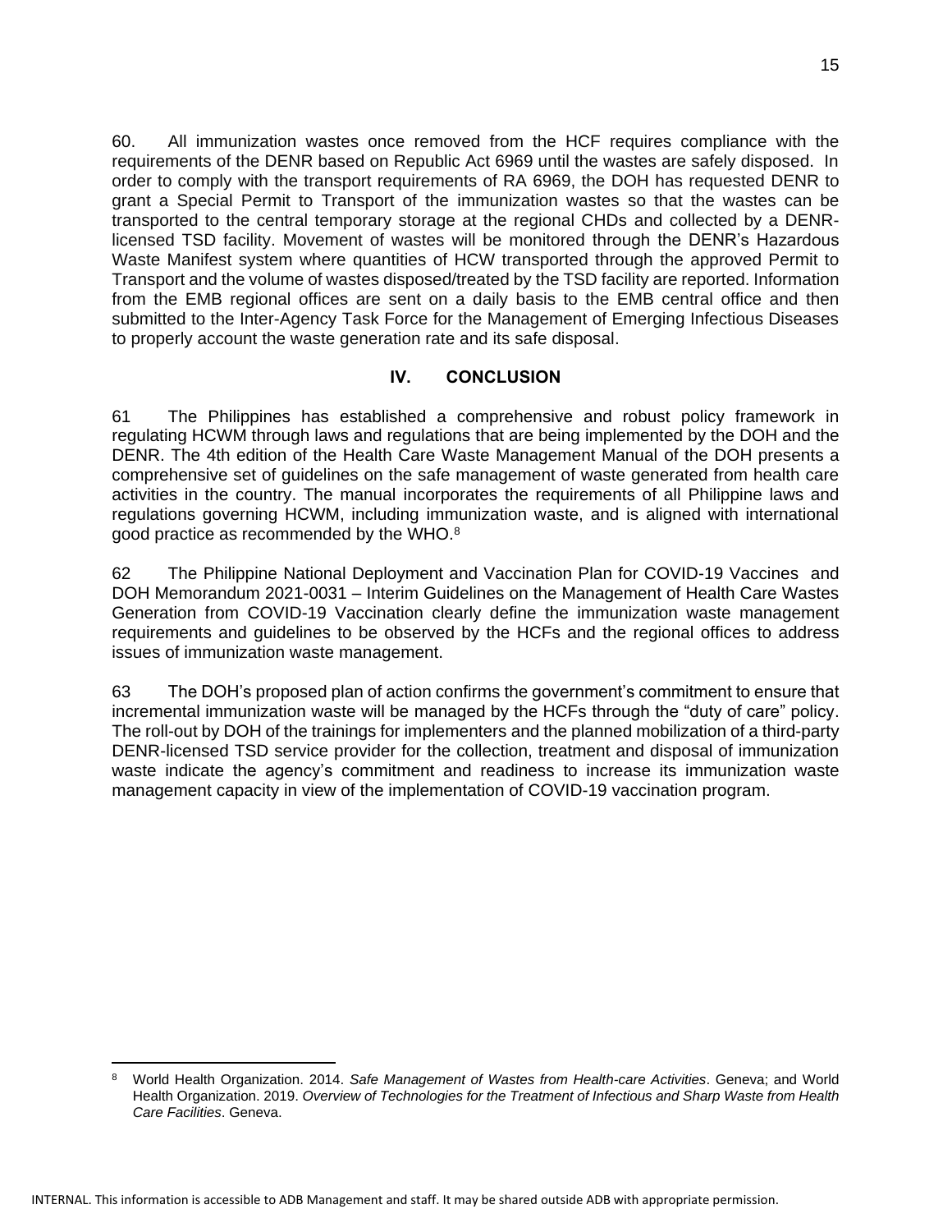60. All immunization wastes once removed from the HCF requires compliance with the requirements of the DENR based on Republic Act 6969 until the wastes are safely disposed. In order to comply with the transport requirements of RA 6969, the DOH has requested DENR to grant a Special Permit to Transport of the immunization wastes so that the wastes can be transported to the central temporary storage at the regional CHDs and collected by a DENR-licensed TSD facility. Movement of wastes will be monitored through the DENR's Hazardous Waste Manifest system where quantities of HCW transported through the approved Permit to Transport and the volume of wastes disposed/treated by the TSD facility are reported. Information from the EMB regional offices are sent on a daily basis to the EMB central office and then submitted to the Inter-Agency Task Force for the Management of Emerging Infectious Diseases to properly account the waste generation rate and its safe disposal.

## IV. CONCLUSION

61 The Philippines has established a comprehensive and robust policy framework in regulating HCWM through laws and regulations that are being implemented by the DOH and the DENR. The 4th edition of the Health Care Waste Management Manual of the DOH presents a comprehensive set of guidelines on the safe management of waste generated from health care activities in the country. The manual incorporates the requirements of all Philippine laws and regulations governing HCWM, including immunization waste, and is aligned with international good practice as recommended by the WHO.[8]

62 The Philippine National Deployment and Vaccination Plan for COVID-19 Vaccines and DOH Memorandum 2021-0031 – Interim Guidelines on the Management of Health Care Wastes Generation from COVID-19 Vaccination clearly define the immunization waste management requirements and guidelines to be observed by the HCFs and the regional offices to address issues of immunization waste management.

63 The DOH's proposed plan of action confirms the government's commitment to ensure that incremental immunization waste will be managed by the HCFs through the "duty of care" policy. The roll-out by DOH of the trainings for implementers and the planned mobilization of a third-party DENR-licensed TSD service provider for the collection, treatment and disposal of immunization waste indicate the agency's commitment and readiness to increase its immunization waste management capacity in view of the implementation of COVID-19 vaccination program.

---

[8] World Health Organization. 2014. *Safe Management of Wastes from Health-care Activities*. Geneva; and World Health Organization. 2019. *Overview of Technologies for the Treatment of Infectious and Sharp Waste from Health Care Facilities*. Geneva.

INTERNAL. This information is accessible to ADB Management and staff. It may be shared outside ADB with appropriate permission.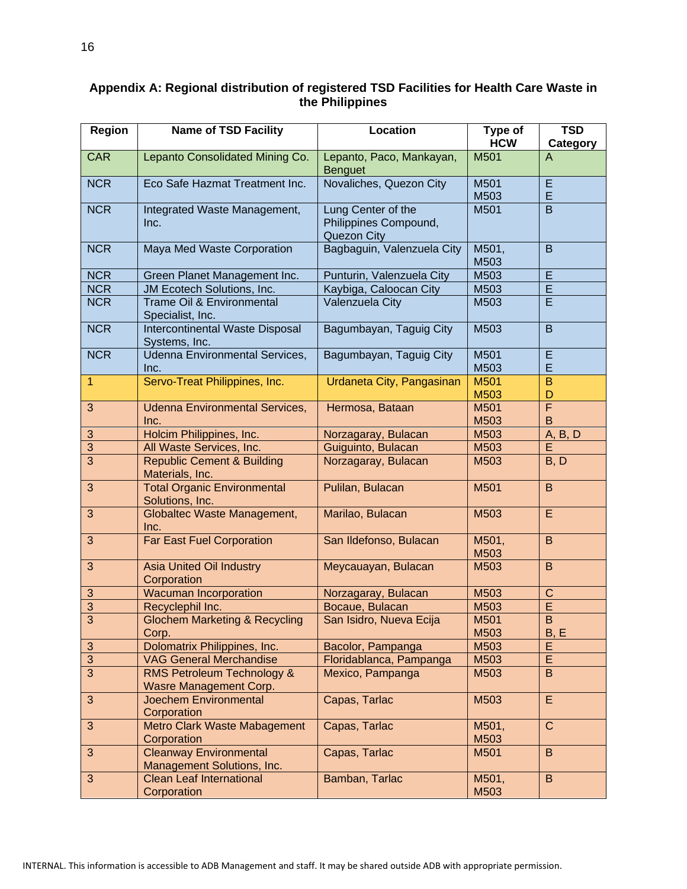**Appendix A: Regional distribution of registered TSD Facilities for Health Care Waste in the Philippines**

| Region | Name of TSD Facility | Location | Type of HCW | TSD Category |
|---|---|---|---|---|
| CAR | Lepanto Consolidated Mining Co. | Lepanto, Paco, Mankayan, Benguet | M501 | A |
| NCR | Eco Safe Hazmat Treatment Inc. | Novaliches, Quezon City | M501<br>M503 | E<br>E |
| NCR | Integrated Waste Management, Inc. | Lung Center of the Philippines Compound, Quezon City | M501 | B |
| NCR | Maya Med Waste Corporation | Bagbaguin, Valenzuela City | M501, M503 | B |
| NCR | Green Planet Management Inc. | Punturin, Valenzuela City | M503 | E |
| NCR | JM Ecotech Solutions, Inc. | Kaybiga, Caloocan City | M503 | E |
| NCR | Trame Oil & Environmental Specialist, Inc. | Valenzuela City | M503 | E |
| NCR | Intercontinental Waste Disposal Systems, Inc. | Bagumbayan, Taguig City | M503 | B |
| NCR | Udenna Environmental Services, Inc. | Bagumbayan, Taguig City | M501<br>M503 | E<br>E |
| 1 | Servo-Treat Philippines, Inc. | Urdaneta City, Pangasinan | M501<br>M503 | B<br>D |
| 3 | Udenna Environmental Services, Inc. | Hermosa, Bataan | M501<br>M503 | F<br>B |
| 3 | Holcim Philippines, Inc. | Norzagaray, Bulacan | M503 | A, B, D |
| 3 | All Waste Services, Inc. | Guiguinto, Bulacan | M503 | E |
| 3 | Republic Cement & Building Materials, Inc. | Norzagaray, Bulacan | M503 | B, D |
| 3 | Total Organic Environmental Solutions, Inc. | Pulilan, Bulacan | M501 | B |
| 3 | Globaltec Waste Management, Inc. | Marilao, Bulacan | M503 | E |
| 3 | Far East Fuel Corporation | San Ildefonso, Bulacan | M501, M503 | B |
| 3 | Asia United Oil Industry Corporation | Meycauayan, Bulacan | M503 | B |
| 3 | Wacuman Incorporation | Norzagaray, Bulacan | M503 | C |
| 3 | Recyclephil Inc. | Bocaue, Bulacan | M503 | E |
| 3 | Glochem Marketing & Recycling Corp. | San Isidro, Nueva Ecija | M501<br>M503 | B<br>B, E |
| 3 | Dolomatrix Philippines, Inc. | Bacolor, Pampanga | M503 | E |
| 3 | VAG General Merchandise | Floridablanca, Pampanga | M503 | E |
| 3 | RMS Petroleum Technology & Wasre Management Corp. | Mexico, Pampanga | M503 | B |
| 3 | Joechem Environmental Corporation | Capas, Tarlac | M503 | E |
| 3 | Metro Clark Waste Mabagement Corporation | Capas, Tarlac | M501, M503 | C |
| 3 | Cleanway Environmental Management Solutions, Inc. | Capas, Tarlac | M501 | B |
| 3 | Clean Leaf International Corporation | Bamban, Tarlac | M501, M503 | B |

INTERNAL. This information is accessible to ADB Management and staff. It may be shared outside ADB with appropriate permission.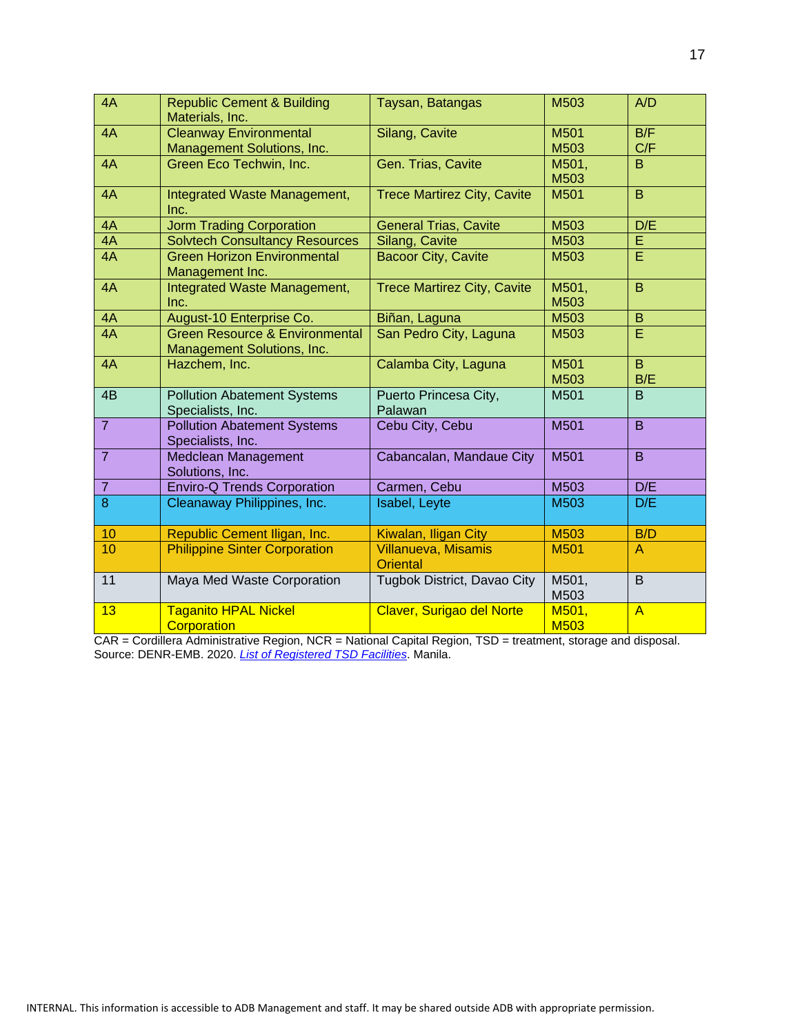| | | | | |
|---|---|---|---|---|
| 4A | Republic Cement & Building Materials, Inc. | Taysan, Batangas | M503 | A/D |
| 4A | Cleanway Environmental Management Solutions, Inc. | Silang, Cavite | M501 M503 | B/F C/F |
| 4A | Green Eco Techwin, Inc. | Gen. Trias, Cavite | M501, M503 | B |
| 4A | Integrated Waste Management, Inc. | Trece Martirez City, Cavite | M501 | B |
| 4A | Jorm Trading Corporation | General Trias, Cavite | M503 | D/E |
| 4A | Solvtech Consultancy Resources | Silang, Cavite | M503 | E |
| 4A | Green Horizon Environmental Management Inc. | Bacoor City, Cavite | M503 | E |
| 4A | Integrated Waste Management, Inc. | Trece Martirez City, Cavite | M501, M503 | B |
| 4A | August-10 Enterprise Co. | Biñan, Laguna | M503 | B |
| 4A | Green Resource & Environmental Management Solutions, Inc. | San Pedro City, Laguna | M503 | E |
| 4A | Hazchem, Inc. | Calamba City, Laguna | M501 M503 | B B/E |
| 4B | Pollution Abatement Systems Specialists, Inc. | Puerto Princesa City, Palawan | M501 | B |
| 7 | Pollution Abatement Systems Specialists, Inc. | Cebu City, Cebu | M501 | B |
| 7 | Medclean Management Solutions, Inc. | Cabancalan, Mandaue City | M501 | B |
| 7 | Enviro-Q Trends Corporation | Carmen, Cebu | M503 | D/E |
| 8 | Cleanaway Philippines, Inc. | Isabel, Leyte | M503 | D/E |
| 10 | Republic Cement Iligan, Inc. | Kiwalan, Iligan City | M503 | B/D |
| 10 | Philippine Sinter Corporation | Villanueva, Misamis Oriental | M501 | A |
| 11 | Maya Med Waste Corporation | Tugbok District, Davao City | M501, M503 | B |
| 13 | Taganito HPAL Nickel Corporation | Claver, Surigao del Norte | M501, M503 | A |

CAR = Cordillera Administrative Region, NCR = National Capital Region, TSD = treatment, storage and disposal.
Source: DENR-EMB. 2020. *List of Registered TSD Facilities*. Manila.